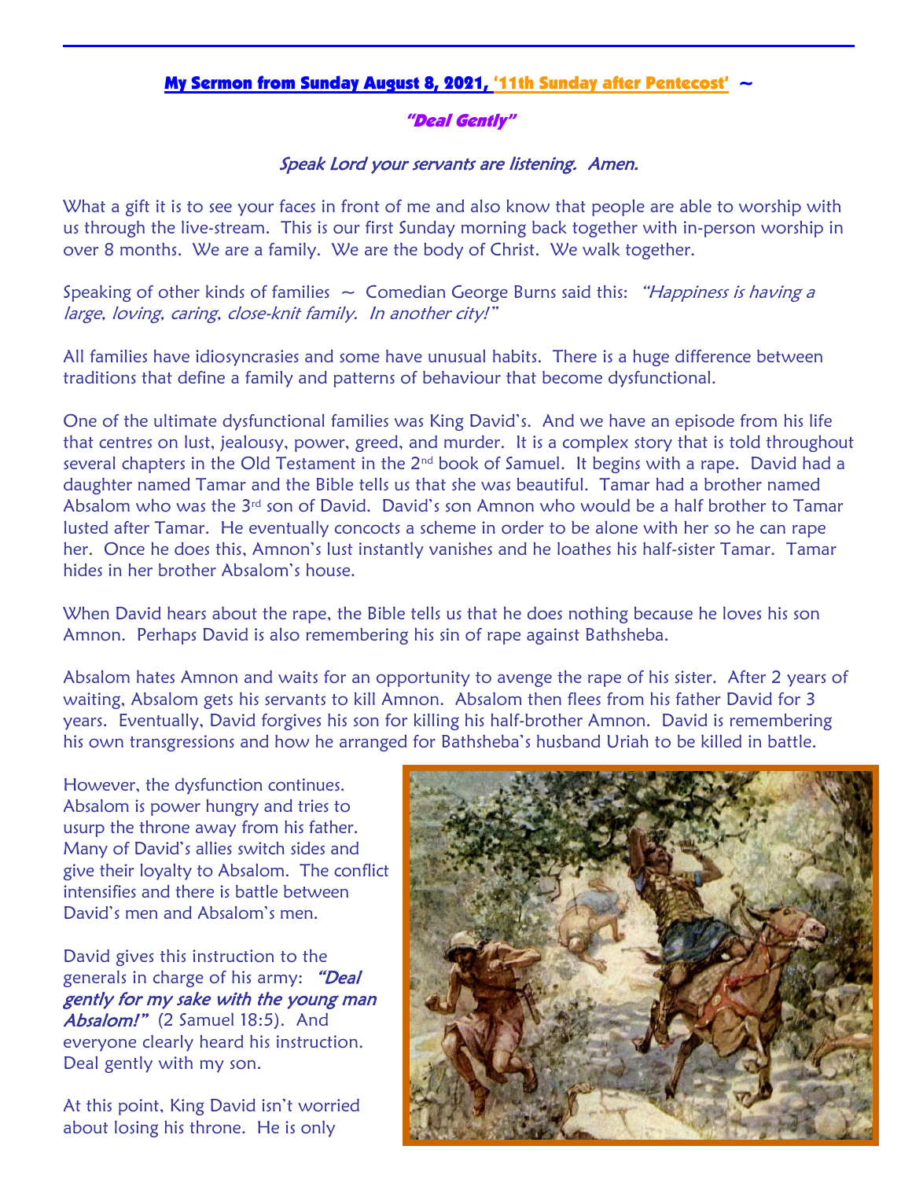**My Sermon from Sunday August 8, 2021, '11th Sunday after Pentecost' ~**

## *"Deal Gently"*

*Speak Lord your servants are listening. Amen.*

What a gift it is to see your faces in front of me and also know that people are able to worship with us through the live-stream. This is our first Sunday morning back together with in-person worship in over 8 months. We are a family. We are the body of Christ. We walk together.

Speaking of other kinds of families ~ Comedian George Burns said this: *"Happiness is having a large, loving, caring, close-knit family. In another city!"*

All families have idiosyncrasies and some have unusual habits. There is a huge difference between traditions that define a family and patterns of behaviour that become dysfunctional.

One of the ultimate dysfunctional families was King David's. And we have an episode from his life that centres on lust, jealousy, power, greed, and murder. It is a complex story that is told throughout several chapters in the Old Testament in the 2nd book of Samuel. It begins with a rape. David had a daughter named Tamar and the Bible tells us that she was beautiful. Tamar had a brother named Absalom who was the 3rd son of David. David's son Amnon who would be a half brother to Tamar lusted after Tamar. He eventually concocts a scheme in order to be alone with her so he can rape her. Once he does this, Amnon's lust instantly vanishes and he loathes his half-sister Tamar. Tamar hides in her brother Absalom's house.

When David hears about the rape, the Bible tells us that he does nothing because he loves his son Amnon. Perhaps David is also remembering his sin of rape against Bathsheba.

Absalom hates Amnon and waits for an opportunity to avenge the rape of his sister. After 2 years of waiting, Absalom gets his servants to kill Amnon. Absalom then flees from his father David for 3 years. Eventually, David forgives his son for killing his half-brother Amnon. David is remembering his own transgressions and how he arranged for Bathsheba's husband Uriah to be killed in battle.

However, the dysfunction continues. Absalom is power hungry and tries to usurp the throne away from his father. Many of David's allies switch sides and give their loyalty to Absalom. The conflict intensifies and there is battle between David's men and Absalom's men.

David gives this instruction to the generals in charge of his army: ***"Deal gently for my sake with the young man Absalom!"*** (2 Samuel 18:5). And everyone clearly heard his instruction. Deal gently with my son.

At this point, King David isn't worried about losing his throne. He is only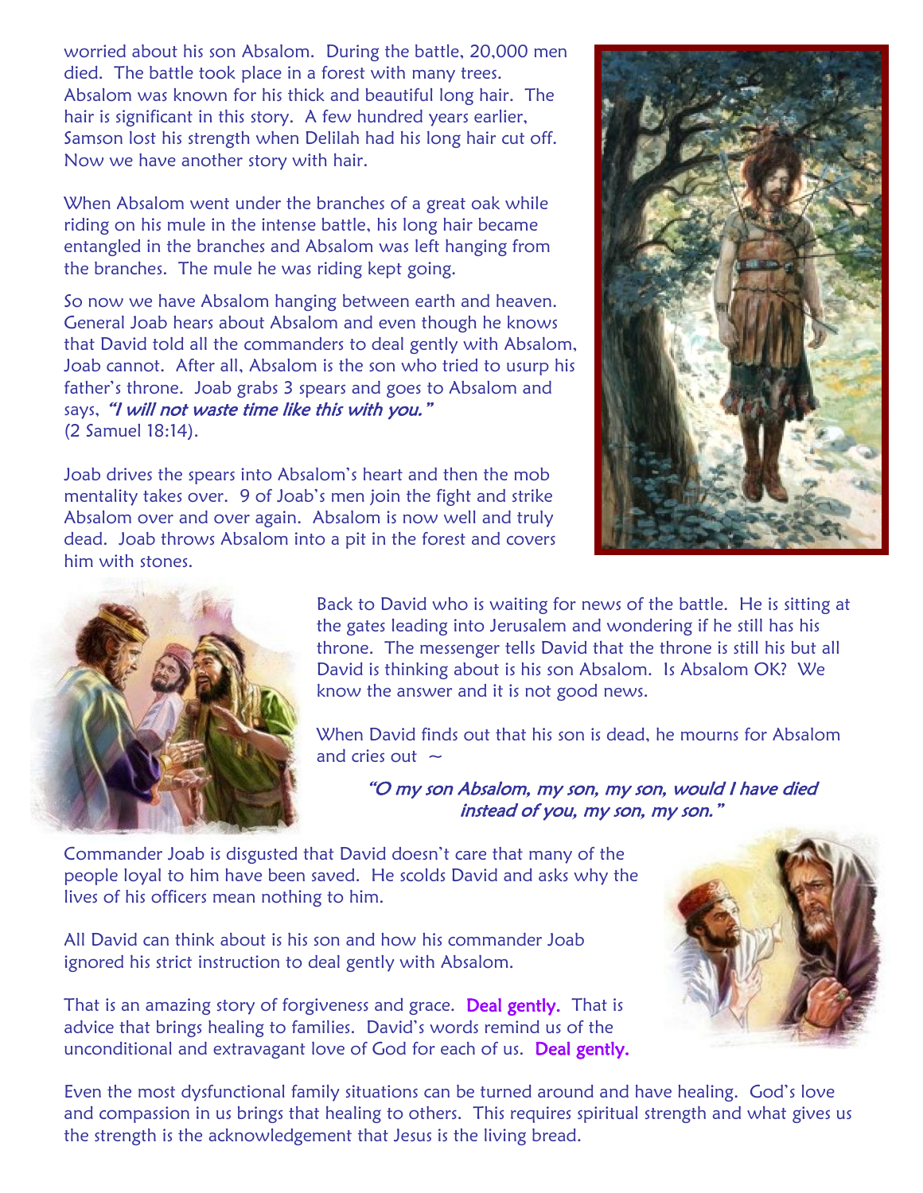worried about his son Absalom. During the battle, 20,000 men died. The battle took place in a forest with many trees. Absalom was known for his thick and beautiful long hair. The hair is significant in this story. A few hundred years earlier, Samson lost his strength when Delilah had his long hair cut off. Now we have another story with hair.

When Absalom went under the branches of a great oak while riding on his mule in the intense battle, his long hair became entangled in the branches and Absalom was left hanging from the branches. The mule he was riding kept going.

So now we have Absalom hanging between earth and heaven. General Joab hears about Absalom and even though he knows that David told all the commanders to deal gently with Absalom, Joab cannot. After all, Absalom is the son who tried to usurp his father's throne. Joab grabs 3 spears and goes to Absalom and says, *"I will not waste time like this with you."* (2 Samuel 18:14).

Joab drives the spears into Absalom's heart and then the mob mentality takes over. 9 of Joab's men join the fight and strike Absalom over and over again. Absalom is now well and truly dead. Joab throws Absalom into a pit in the forest and covers him with stones.

Back to David who is waiting for news of the battle. He is sitting at the gates leading into Jerusalem and wondering if he still has his throne. The messenger tells David that the throne is still his but all David is thinking about is his son Absalom. Is Absalom OK? We know the answer and it is not good news.

When David finds out that his son is dead, he mourns for Absalom and cries out ~

*"O my son Absalom, my son, my son, would I have died instead of you, my son, my son."*

Commander Joab is disgusted that David doesn't care that many of the people loyal to him have been saved. He scolds David and asks why the lives of his officers mean nothing to him.

All David can think about is his son and how his commander Joab ignored his strict instruction to deal gently with Absalom.

That is an amazing story of forgiveness and grace. **Deal gently.** That is advice that brings healing to families. David's words remind us of the unconditional and extravagant love of God for each of us. **Deal gently.**

Even the most dysfunctional family situations can be turned around and have healing. God's love and compassion in us brings that healing to others. This requires spiritual strength and what gives us the strength is the acknowledgement that Jesus is the living bread.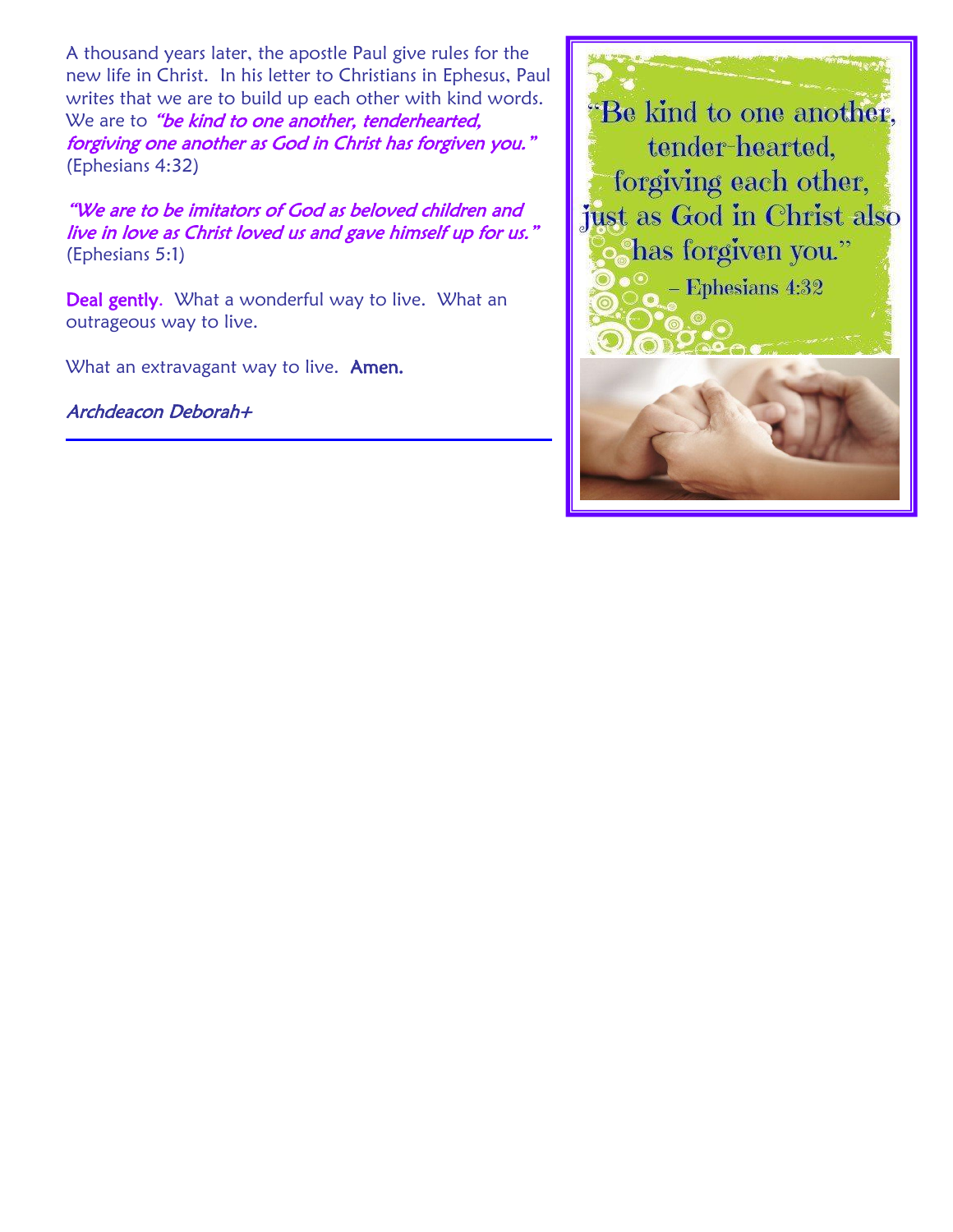A thousand years later, the apostle Paul give rules for the new life in Christ. In his letter to Christians in Ephesus, Paul writes that we are to build up each other with kind words. We are to ***"be kind to one another, tenderhearted, forgiving one another as God in Christ has forgiven you."*** (Ephesians 4:32)

***"We are to be imitators of God as beloved children and live in love as Christ loved us and gave himself up for us."*** (Ephesians 5:1)

**Deal gently**. What a wonderful way to live. What an outrageous way to live.

What an extravagant way to live. **Amen.**

*Archdeacon Deborah+*

---

"Be kind to one another, tender-hearted, forgiving each other, just as God in Christ also has forgiven you." – Ephesians 4:32